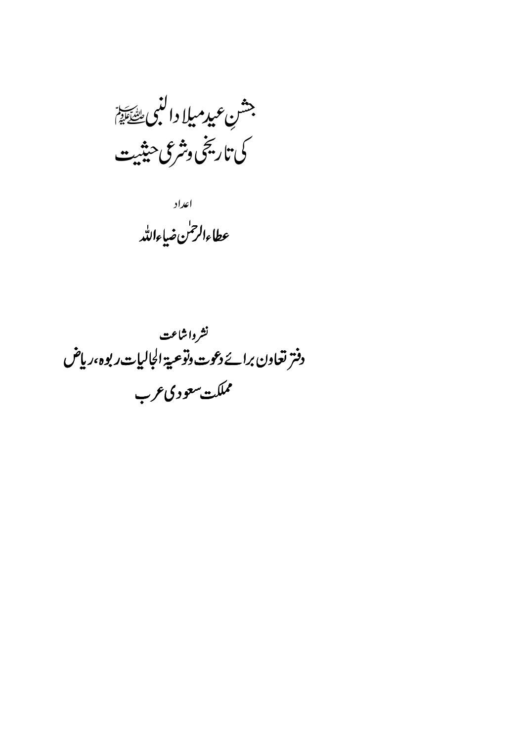# جشنِ عید میلاد النبی ﷺ کی تاریخی وشرعی حیثیت

اعداد

**عطاء الرحمٰن ضیاء اللہ**

نشر واشاعت

**دفتر تعاون برائے دعوت وتوعیۃ الجالیات ربوہ، ریاض**

**مملکت سعودی عرب**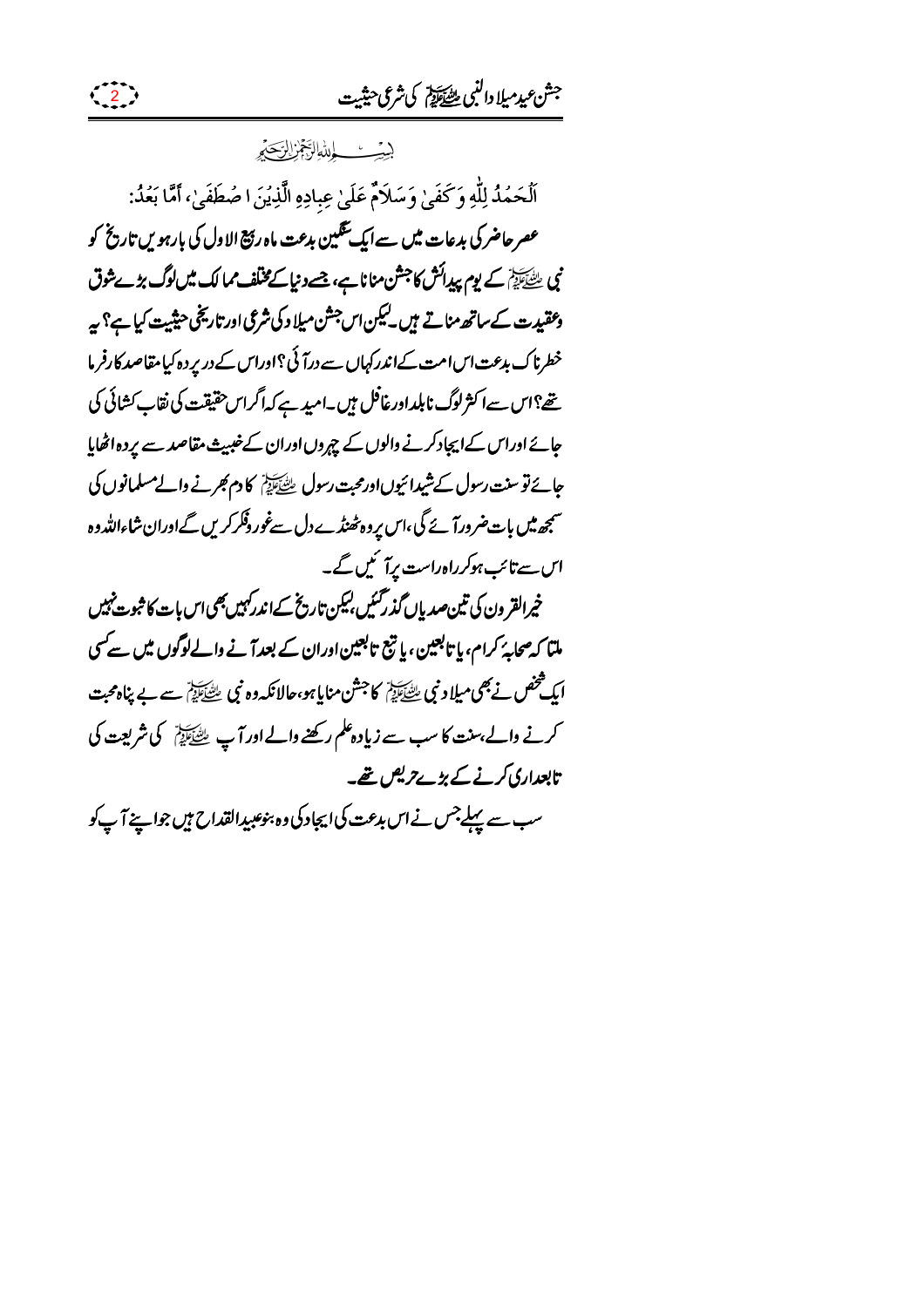بسم اللہ الرحمن الرحیم

اَلْحَمْدُ لِلّٰهِ وَكَفَىٰ وَسَلَامٌ عَلَىٰ عِبَادِهِ الَّذِيْنَ اصْطَفَىٰ، أَمَّا بَعْدُ:

**عصر حاضر کی بدعات میں سے ایک سنگین بدعت ماہ ربیع الاول کی بارہویں تاریخ کو نبی ﷺ کے یوم پیدائش کا جشن منانا ہے، جسے دنیا کے مختلف ممالک میں لوگ بڑے شوق وعقیدت کے ساتھ مناتے ہیں۔ لیکن اس جشن میلاد کی شرعی اور تاریخی حیثیت کیا ہے؟ یہ خطرناک بدعت اس امت کے اندر کہاں سے درآئی؟ اور اس کے درپردہ کیا مقاصد کارفرما تھے؟ اس سے اکثر لوگ نابلد اور غافل ہیں۔ امید ہے کہ اگر اس حقیقت کی نقاب کشائی کی جائے اور اس کے ایجاد کرنے والوں کے چہروں اور ان کے خبیث مقاصد سے پردہ اٹھایا جائے تو سنت رسول کے شیدائیوں اور محبت رسول ﷺ کا دم بھرنے والے مسلمانوں کی سمجھ میں بات ضرور آئے گی، اس پر وہ ٹھنڈے دل سے غور وفکر کریں گے اور ان شاء اللہ وہ اس سے تائب ہو کر راہ راست پر آئیں گے۔**

**خیر القرون کی تین صدیاں گذر گئیں، لیکن تاریخ کے اندر کہیں بھی اس بات کا ثبوت نہیں ملتا کہ صحابۂ کرام، یا تابعین، یا تبع تابعین اور ان کے بعد آنے والے لوگوں میں سے کسی ایک شخص نے بھی میلاد نبی ﷺ کا جشن منایا ہو، حالانکہ وہ نبی ﷺ سے بے پناہ محبت کرنے والے، سنت کا سب سے زیادہ علم رکھنے والے اور آپ ﷺ کی شریعت کی تابعداری کرنے کے بڑے حریص تھے۔**

**سب سے پہلے جس نے اس بدعت کی ایجاد کی وہ بنو عبید القداح ہیں جو اپنے آپ کو**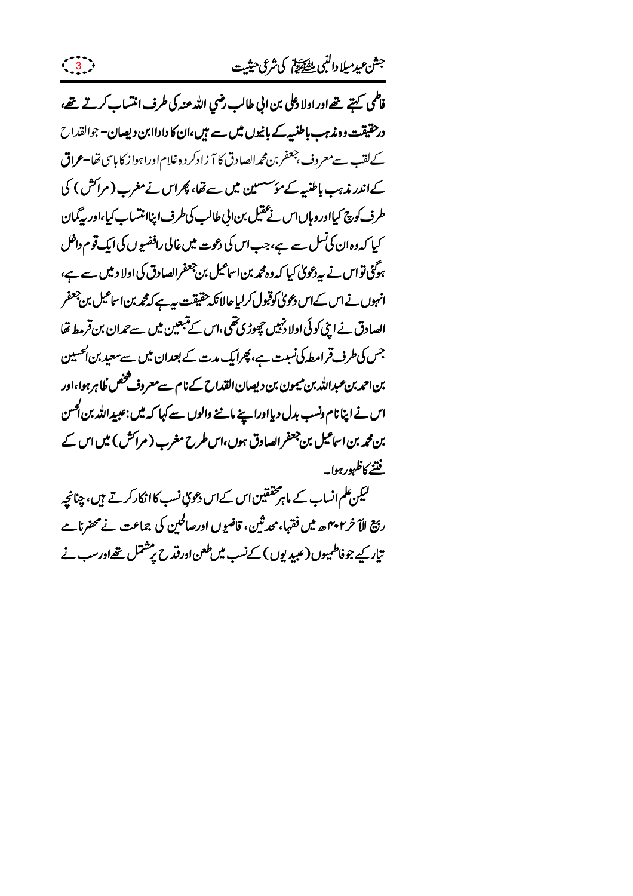**فاطمی کہتے تھے اور اولادِ علی بن ابی طالب رضي اللہ عنہ کی طرف انتساب کرتے تھے، درحقیقت وہ مذہب باطنیہ کے بانیوں میں سے ہیں، ان کا دادا ابن دیصان۔** جو القداح کے لقب سے معروف، جعفر بن محمد الصادق کا آزاد کردہ غلام اور اہواز کا باسی تھا **-عراق کے اندر مذہب باطنیہ کے مؤسسین میں سے تھا، پھر اس نے مغرب (مراکش) کی** طرف کوچ کیا اور وہاں اس نے عقیل بن ابی طالب کی طرف اپنا انتساب کیا، اور یہ گمان کیا کہ وہ ان کی نسل سے ہے، جب اس کی دعوت میں غالی رافضیوں کی ایک قوم داخل ہوگئی تو اس نے یہ دعویٰ کیا کہ وہ محمد بن اسماعیل بن جعفر الصادق کی اولاد میں سے ہے، انہوں نے اس کے اس دعویٰ کو قبول کر لیا حالانکہ حقیقت یہ ہے کہ محمد بن اسماعیل بن جعفر الصادق نے اپنی کوئی اولاد نہیں چھوڑی تھی، اس کے متبعین میں سے حمدان بن قرمط تھا جس کی طرف قرامطہ کی نسبت ہے، پھر ایک مدت کے بعد ان میں سے سعید بن الحسین بن احمد بن عبداللہ بن میمون بن دیصان القداح کے نام سے معروف شخص ظاہر ہوا، اور اس نے اپنا نام ونسب بدل دیا اور اپنے ماننے والوں سے کہا کہ میں: عبید اللہ بن الحسن بن محمد بن اسماعیل بن جعفر الصادق ہوں، اس طرح مغرب (مراکش) میں اس کے فتنے کا ظہور ہوا۔

لیکن علم انساب کے ماہر محققین اس کے اس دعویٔ نسب کا انکار کرتے ہیں، چنانچہ ربیع الآخر ۴۰۲ھ میں فقہا، محدثین، قاضیوں اور صالحین کی جماعت نے محضر نامے تیار کیے جو فاطمیوں (عبیدیوں) کے نسب میں طعن اور قدح پر مشتمل تھے اور سب نے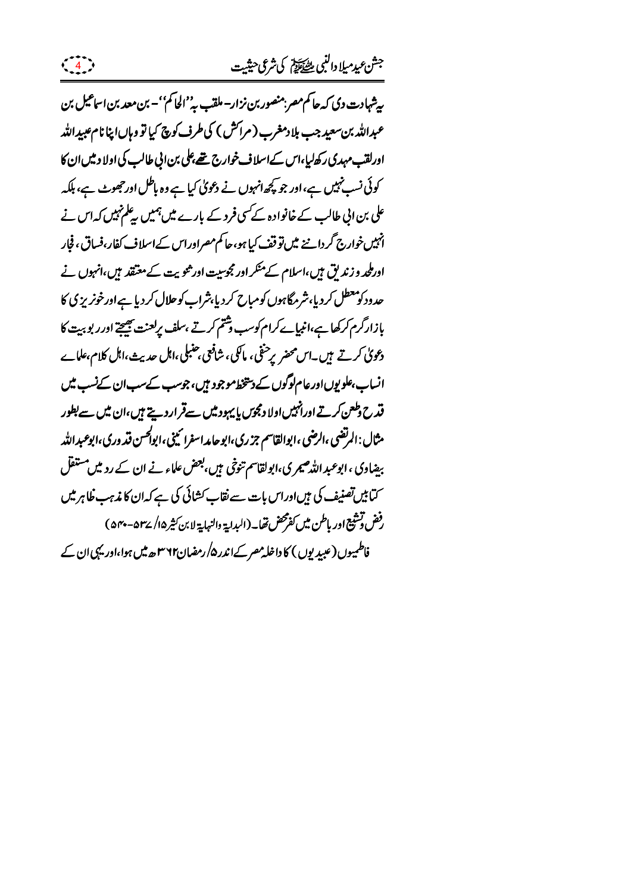یہ شہادت دی کہ حاکم مصر: منصور بن نزار- ملقب بہ ''الحاکم'' - بن معد بن اسماعیل بن عبداللہ بن سعید جب بلاد مغرب (مراکش) کی طرف کوچ کیا تو وہاں اپنا نام عبیداللہ اور لقب مہدی رکھ لیا، اس کے اسلاف خوارج تھے، علی بن ابی طالب کی اولاد میں ان کا کوئی نسب نہیں ہے، اور جو کچھ انہوں نے دعویٰ کیا ہے وہ باطل اور جھوٹ ہے، بلکہ علی بن ابی طالب کے خانوادہ کے کسی فرد کے بارے میں ہمیں یہ علم نہیں کہ اس نے انہیں خوارج گردانے میں توقف کیا ہو، حاکم مصر اور اس کے اسلاف کفار، فساق، فجار اور ملحد و زندیق ہیں، اسلام کے منکر اور مجوسیت اور ثنویت کے معتقد ہیں، انہوں نے حدود کو معطل کر دیا، شرمگاہوں کو مباح کر دیا، شراب کو حلال کر دیا ہے اور خونریزی کا بازار گرم کر رکھا ہے، انبیاے کرام کو سب وشتم کرتے، سلف پر لعنت بھیجتے اور ربوبیت کا دعویٰ کرتے ہیں۔ اس محضر پر حنفی، مالکی، شافعی، حنبلی، اہل حدیث، اہل کلام، علماے انساب، علویوں اور عام لوگوں کے دستخط موجود ہیں، جو سب کے سب ان کے نسب میں قدح وطعن کرتے اور انہیں اولاد مجوس یا یہود میں سے قرار دیتے ہیں، ان میں سے بطور مثال: المرتضی، الرضی، ابوالقاسم جزری، ابو حامد اسفرائینی، ابوالحسن قدوری، ابوعبداللہ بیضاوی، ابوعبداللہ صیمری، ابولقاسم تنوخی ہیں، بعض علماء نے ان کے رد میں مستقل کتابیں تصنیف کی ہیں اور اس بات سے نقاب کشائی کی ہے کہ ان کا مذہب ظاہر میں رفض و تشیع اور باطن میں کفر محض تھا۔ (البدایۃ والنہایۃ لابن کثیر ۱۵/ ۵۳۷-۵۴۰)

فاطمیوں (عبیدیوں) کا داخلہ مصر کے اندر ۵/ رمضان ۳۶۲ھ میں ہوا، اور یہی ان کے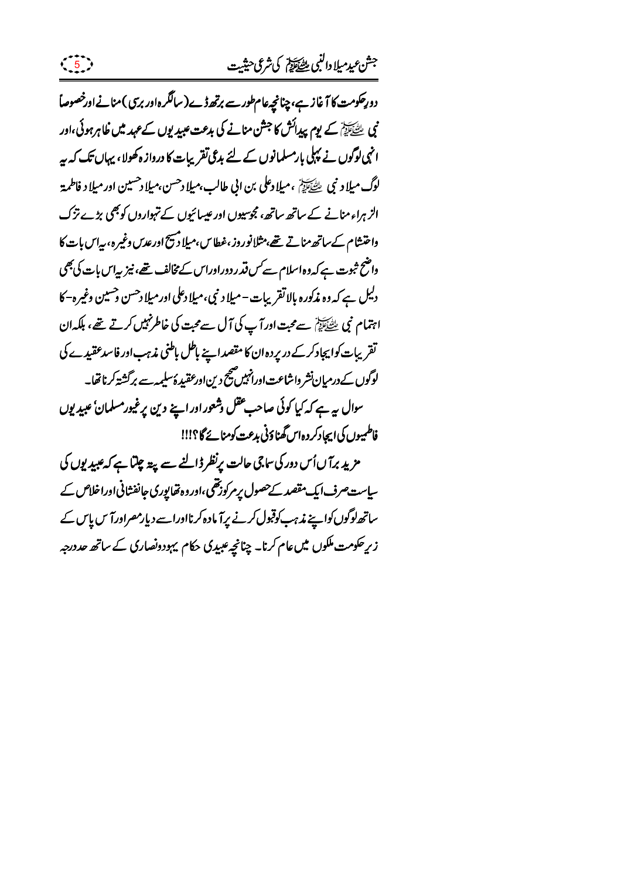دورِ حکومت کا آغاز ہے، چنانچہ عام طور سے برتھ ڈے (سالگرہ اور برسی) منانے اور خصوصاً نبی ﷺ کے یوم پیدائش کا جشن منانے کی بدعت عبیدیوں کے عہد میں ظاہر ہوئی، اور انہی لوگوں نے پہلی بار مسلمانوں کے لئے بدعی تقریبات کا دروازہ کھولا، یہاں تک کہ یہ لوگ میلاد نبی ﷺ، میلاد علی بن ابی طالب، میلاد حسن، میلاد حسین اور میلاد فاطمۃ الزہراء منانے کے ساتھ ساتھ، مجوسیوں اور عیسائیوں کے تہواروں کو بھی بڑے تزک واحتشام کے ساتھ مناتے تھے، مثلاً نوروز، غطاس، میلاد مسیح اور عدس وغیرہ، یہ اس بات کا واضح ثبوت ہے کہ وہ اسلام سے کس قدر دور اور اس کے مخالف تھے، نیز یہ اس بات کی بھی دلیل ہے کہ وہ مذکورہ بالا تقریبات - میلاد نبی، میلاد علی اور میلاد حسن وحسین وغیرہ - کا اہتمام نبی ﷺ سے محبت اور آپ کی آل سے محبت کی خاطر نہیں کرتے تھے، بلکہ ان تقریبات کو ایجاد کرکے در پردہ ان کا مقصد اپنے باطل باطنی مذہب اور فاسد عقیدے کی لوگوں کے درمیان نشر واشاعت اور انہیں صحیح دین اور عقیدۂ سلیمہ سے برگشتہ کرنا تھا۔

سوال یہ ہے کہ کیا کوئی صاحب عقل وشعور اور اپنے دین پر غیور مسلمان' عبیدیوں فاطمیوں کی ایجاد کردہ اس گھناؤنی بدعت کو منائے گا؟!!!

مزید برآں اُس دور کی سماجی حالت پر نظر ڈالنے سے پتہ چلتا ہے کہ عبیدیوں کی سیاست صرف ایک مقصد کے حصول پر مرکوز تھی، اور وہ تھا پوری جانفشانی اور اخلاص کے ساتھ لوگوں کو اپنے مذہب کو قبول کرنے پر آمادہ کرنا اور اسے دیارِ مصر اور آس پاس کے زیر حکومت ملکوں میں عام کرنا۔ چنانچہ عبیدی حکام یہود ونصاری کے ساتھ حد درجہ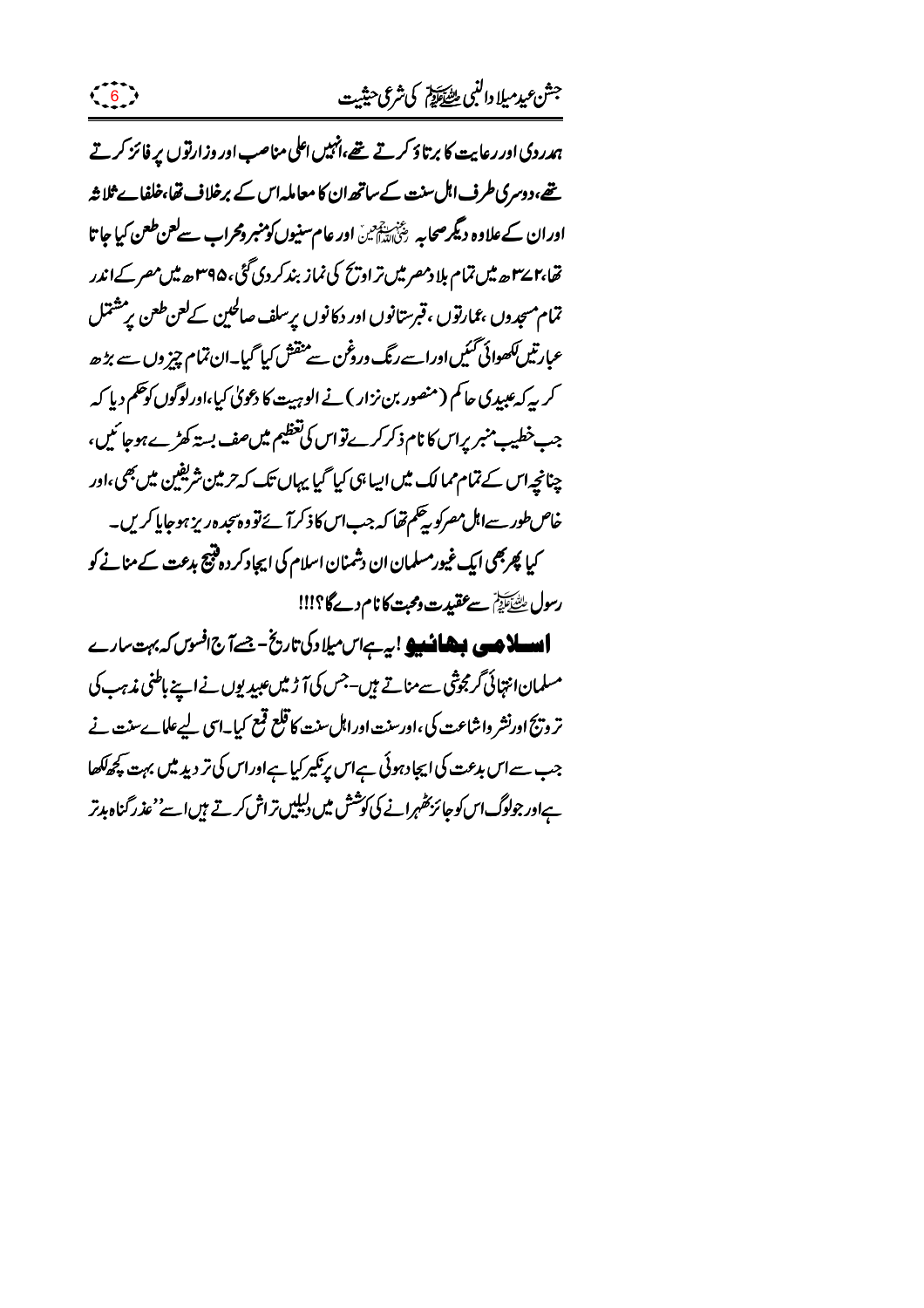ہمدردی اور رعایت کا برتاؤ کرتے تھے، انہیں اعلیٰ مناصب اور وزارتوں پر فائز کرتے تھے، دوسری طرف اہل سنت کے ساتھ ان کا معاملہ اس کے برخلاف تھا، خلفائے ثلاثہ اور ان کے علاوہ دیگر صحابہ رضی اللہ عنہم اجمعین اور عام سنیوں کو منبر ومحراب سے لعن طعن کیا جاتا تھا، ۳۷۲ھ میں تمام بلاد مصر میں تراویح کی نماز بند کردی گئی، ۳۹۵ھ میں مصر کے اندر تمام مسجدوں، عمارتوں، قبرستانوں اور دکانوں پر سلف صالحین کے لعن طعن پر مشتمل عبارتیں لکھوائی گئیں اور اسے رنگ وروغن سے منقش کیا گیا۔ ان تمام چیزوں سے بڑھ کر یہ کہ عبیدی حاکم (منصور بن نزار) نے الوہیت کا دعویٰ کیا، اور لوگوں کو حکم دیا کہ جب خطیب منبر پر اس کا نام ذکر کرے تو اس کی تعظیم میں صف بستہ کھڑے ہوجائیں، چنانچہ اس کے تمام ممالک میں ایسا ہی کیا گیا یہاں تک کہ حرمین شریفین میں بھی، اور خاص طور سے اہل مصر کو یہ حکم تھا کہ جب اس کا ذکر آئے تو وہ سجدہ ریز ہوجایا کریں۔

کیا پھر بھی ایک غیور مسلمان ان دشمنان اسلام کی ایجاد کردہ قبیح بدعت کے منانے کو رسول ﷺ سے عقیدت ومحبت کا نام دے گا؟!!!

**اسلامی بھائیو!** یہ ہے اس میلاد کی تاریخ - جسے آج افسوس کہ بہت سارے مسلمان انتہائی گرمجوشی سے مناتے ہیں - جس کی آڑ میں عبیدیوں نے اپنے باطنی مذہب کی ترویج اور نشر واشاعت کی، اور سنت اور اہل سنت کا قلع قمع کیا۔ اسی لیے علمائے سنت نے جب سے اس بدعت کی ایجاد ہوئی ہے اس پر نکیر کیا ہے اور اس کی تردید میں بہت کچھ لکھا ہے اور جو لوگ اس کو جائز ٹھہرانے کی کوشش میں دلیلیں تراش کرتے ہیں اسے "عذر گناہ بدتر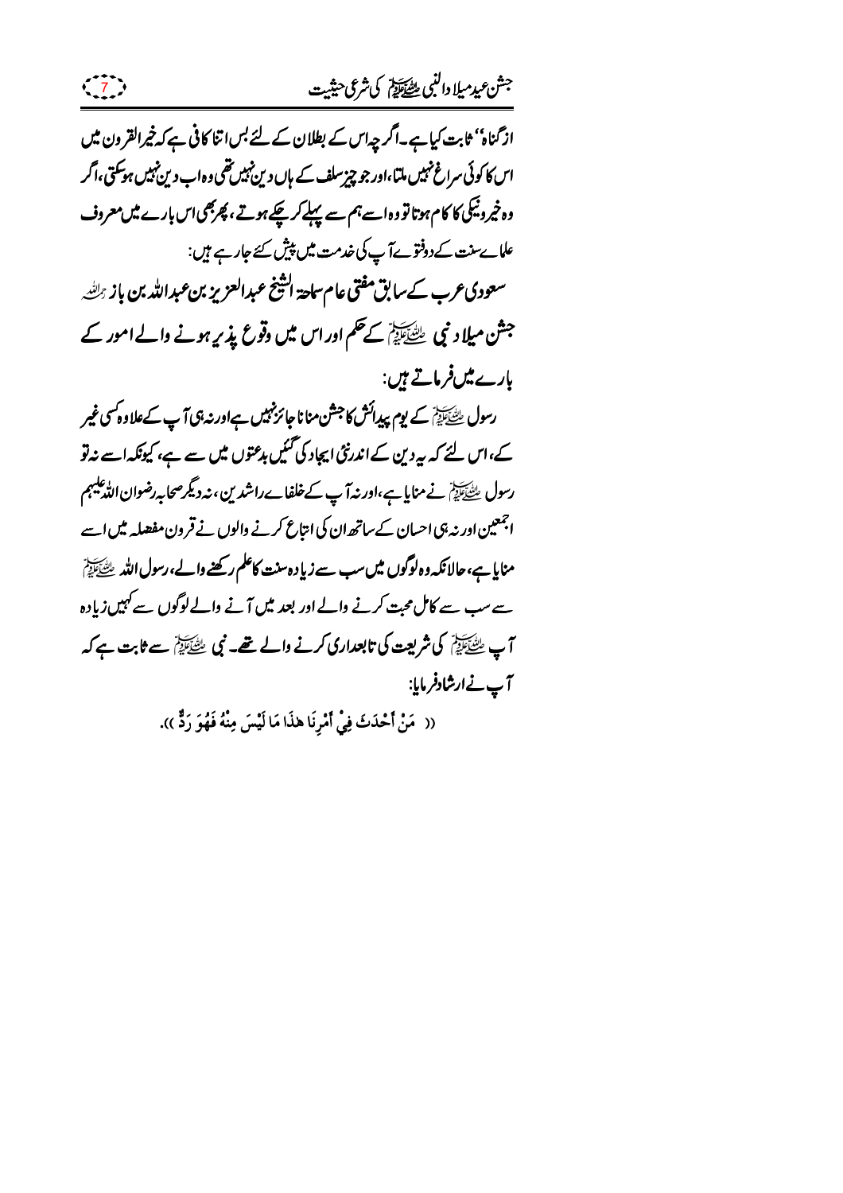از گناہ" ثابت کیا ہے۔ اگر چہ اس کے بطلان کے لئے بس اتنا کافی ہے کہ خیر القرون میں اس کا کوئی سراغ نہیں ملتا، اور جو چیز سلف کے ہاں دین نہیں تھی وہ اب دین نہیں ہوسکتی، اگر وہ خیر و نیکی کا کام ہوتا تو وہ اسے ہم سے پہلے کر چکے ہوتے، پھر بھی اس بارے میں معروف علمائے سنت کے دو فتوے آپ کی خدمت میں پیش کئے جا رہے ہیں:

**سعودی عرب کے سابق مفتی عام سماحۃ الشیخ عبدالعزیز بن عبداللہ بن باز رحمہ اللہ جشن میلاد نبی ﷺ کے حکم اور اس میں وقوع پذیر ہونے والے امور کے بارے میں فرماتے ہیں:**

رسول ﷺ کے یوم پیدائش کا جشن منانا جائز نہیں ہے اور نہ ہی آپ کے علاوہ کسی غیر کے، اس لئے کہ یہ دین کے اندر نئی ایجاد کی گئیں بدعتوں میں سے ہے، کیونکہ اسے نہ تو رسول ﷺ نے منایا ہے، اور نہ آپ کے خلفائے راشدین، نہ دیگر صحابہ رضوان اللہ علیہم اجمعین اور نہ ہی احسان کے ساتھ ان کی اتباع کرنے والوں نے قرون مفضلہ میں اسے منایا ہے، حالانکہ وہ لوگوں میں سب سے زیادہ سنت کا علم رکھنے والے، رسول اللہ ﷺ سے سب سے کامل محبت کرنے والے اور بعد میں آنے والے لوگوں سے کہیں زیادہ آپ ﷺ کی شریعت کی تابعداری کرنے والے تھے۔ نبی ﷺ سے ثابت ہے کہ آپ نے ارشاد فرمایا:

(( مَنْ أَحْدَثَ فِيْ أَمْرِنَا هٰذَا مَا لَيْسَ مِنْهُ فَهُوَ رَدٌّ )).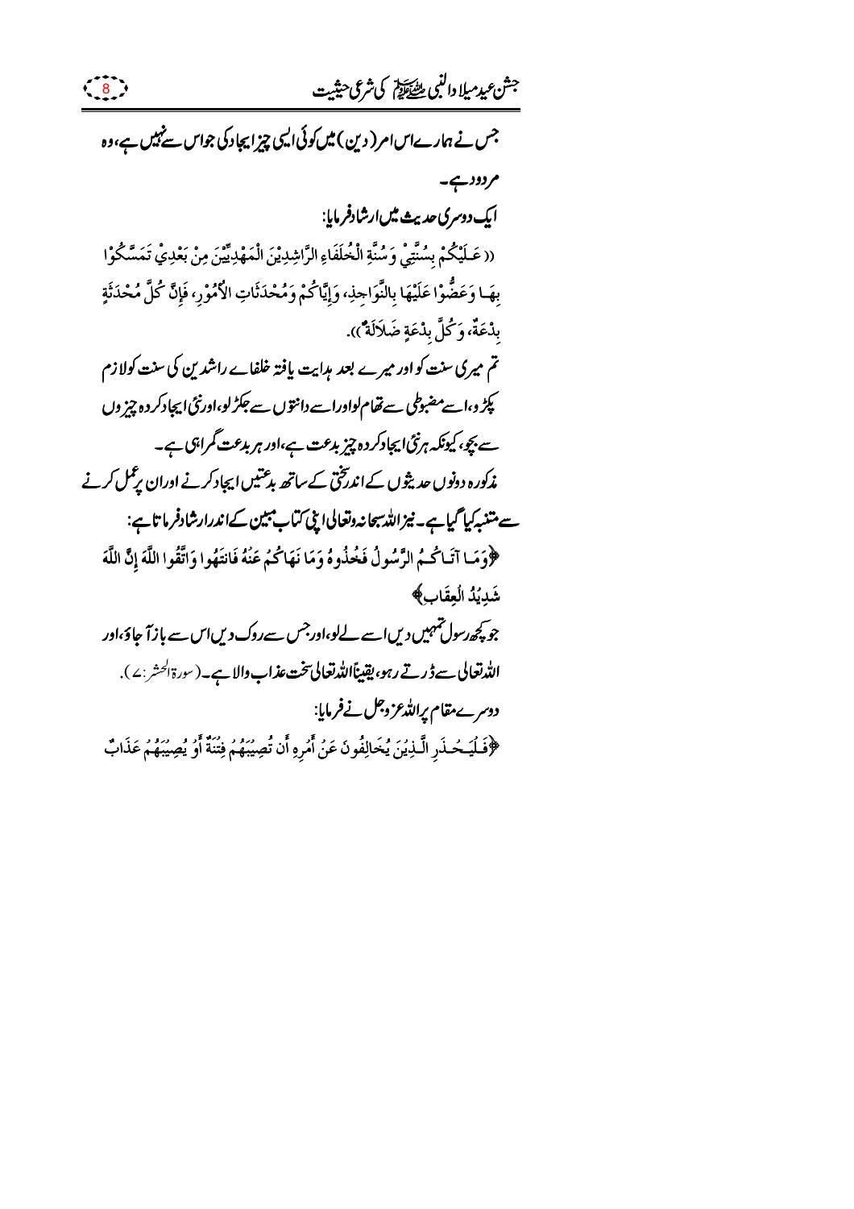جس نے ہمارے اس امر (دین) میں کوئی ایسی چیز ایجاد کی جو اس سے نہیں ہے، وہ مردود ہے۔

ایک دوسری حدیث میں ارشاد فرمایا:

(( عَلَيْكُمْ بِسُنَّتِيْ وَسُنَّةِ الْخُلَفَاءِ الرَّاشِدِيْنَ الْمَهْدِيِّيْنَ مِنْ بَعْدِيْ تَمَسَّكُوْا بِهَا وَعَضُّوْا عَلَيْهَا بِالنَّوَاجِذِ، وَإِيَّاكُمْ وَمُحْدَثَاتِ الْأُمُوْرِ، فَإِنَّ كُلَّ مُحْدَثَةٍ بِدْعَةٌ، وَكُلَّ بِدْعَةٍ ضَلَالَةٌ ))

تم میری سنت کو اور میرے بعد ہدایت یافتہ خلفاے راشدین کی سنت کو لازم پکڑو، اسے مضبوطی سے تھام لو اور اسے دانتوں سے جکڑ لو، اور نئی ایجاد کردہ چیزوں سے بچو، کیونکہ ہر نئی ایجاد کردہ چیز بدعت ہے، اور ہر بدعت گمراہی ہے۔

مذکورہ دونوں حدیثوں کے اندر سختی کے ساتھ بدعتیں ایجاد کرنے اور ان پر عمل کرنے سے متنبہ کیا گیا ہے۔ نیز اللہ سبحانہ وتعالیٰ اپنی کتاب مبین کے اندر ارشاد فرماتا ہے:

﴿وَمَا آتَاكُمُ الرَّسُولُ فَخُذُوهُ وَمَا نَهَاكُمْ عَنْهُ فَانتَهُوا وَاتَّقُوا اللَّهَ إِنَّ اللَّهَ شَدِيدُ الْعِقَابِ﴾

جو کچھ رسول تمہیں دیں اسے لے لو، اور جس سے روک دیں اس سے باز آ جاؤ، اور اللہ تعالیٰ سے ڈرتے رہو، یقیناً اللہ تعالیٰ سخت عذاب والا ہے۔ (سورۃ الحشر: ۷)۔

دوسرے مقام پر اللہ عزوجل نے فرمایا:

﴿فَلْيَحْذَرِ الَّذِينَ يُخَالِفُونَ عَنْ أَمْرِهِ أَن تُصِيبَهُمْ فِتْنَةٌ أَوْ يُصِيبَهُمْ عَذَابٌ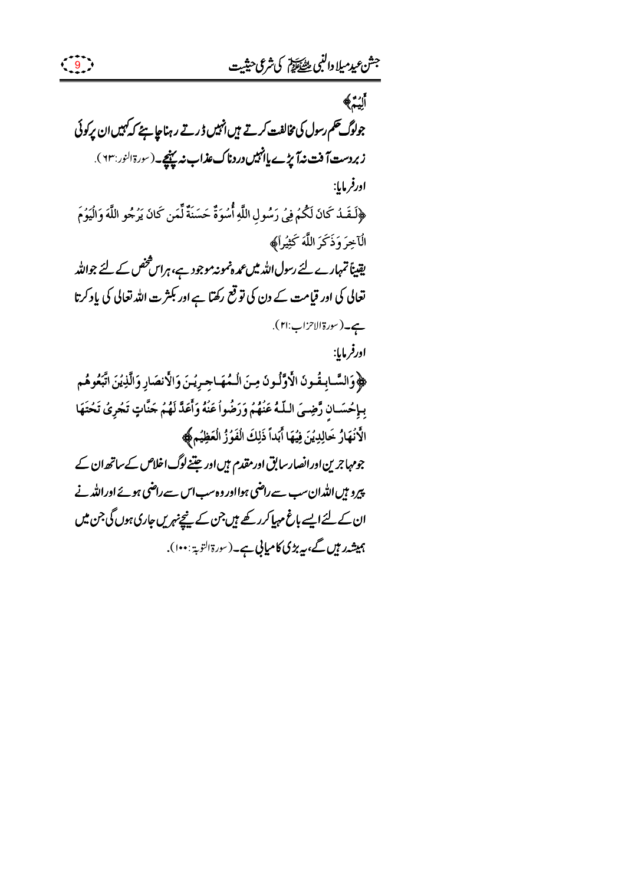أَلِيمٌ﴾

جولوگ حکم رسول کی مخالفت کرتے ہیں انہیں ڈرتے رہنا چاہئے کہ کہیں ان پر کوئی زبردست آفت نہ آ پڑے یا انہیں دردناک عذاب نہ پہنچے۔(سورۃ النور:۶۳).

اور فرمایا:

﴿لَقَدْ كَانَ لَكُمْ فِي رَسُولِ اللَّهِ أُسْوَةٌ حَسَنَةٌ لِّمَن كَانَ يَرْجُو اللَّهَ وَالْيَوْمَ الْآخِرَ وَذَكَرَ اللَّهَ كَثِيراً﴾

یقیناً تمہارے لئے رسول اللہ میں عمدہ نمونہ موجود ہے، ہر اس شخص کے لئے جو اللہ تعالی کی اور قیامت کے دن کی توقع رکھتا ہے اور بکثرت اللہ تعالی کی یاد کرتا ہے۔(سورۃ الاحزاب:۲۱).

اور فرمایا:

﴿وَالسَّابِقُونَ الْأَوَّلُونَ مِنَ الْمُهَاجِرِينَ وَالْأَنصَارِ وَالَّذِينَ اتَّبَعُوهُم بِإِحْسَانٍ رَّضِيَ اللّهُ عَنْهُمْ وَرَضُواْ عَنْهُ وَأَعَدَّ لَهُمْ جَنَّاتٍ تَجْرِي تَحْتَهَا الْأَنْهَارُ خَالِدِينَ فِيهَا أَبَداً ذَلِكَ الْفَوْزُ الْعَظِيمُ﴾

جو مہاجرین اور انصار سابق اور مقدم ہیں اور جتنے لوگ اخلاص کے ساتھ ان کے پیرو ہیں اللہ ان سب سے راضی ہوا اور وہ سب اس سے راضی ہوئے اور اللہ نے ان کے لئے ایسے باغ مہیا کر رکھے ہیں جن کے نیچے نہریں جاری ہوں گی جن میں ہمیشہ رہیں گے، یہ بڑی کامیابی ہے۔(سورۃ التوبۃ:۱۰۰).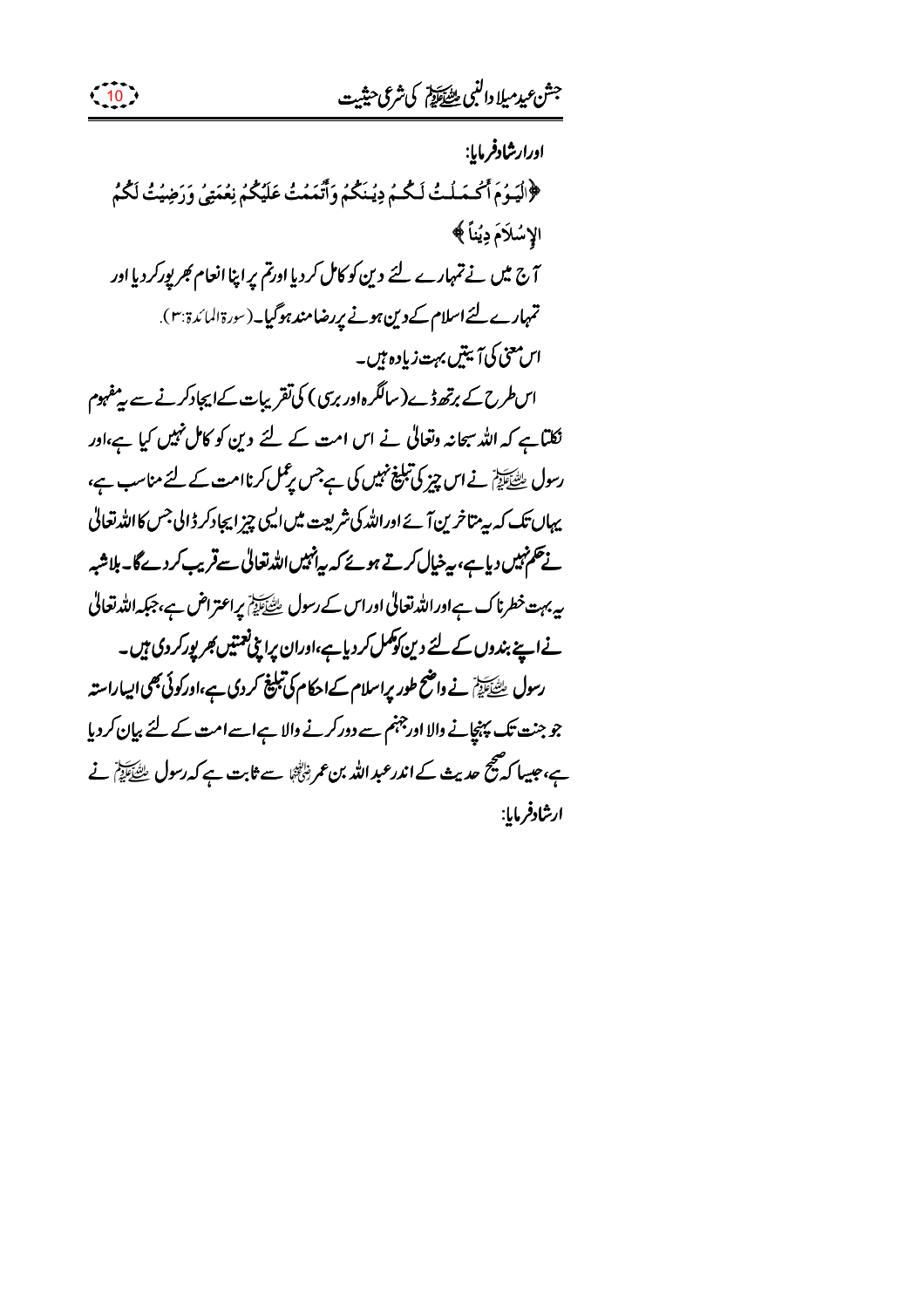اور ارشاد فرمایا:

﴿الْيَوْمَ أَكْمَلْتُ لَكُمْ دِينَكُمْ وَأَتْمَمْتُ عَلَيْكُمْ نِعْمَتِي وَرَضِيتُ لَكُمُ الإِسْلَامَ دِينًا﴾

آج میں نے تمہارے لئے دین کو کامل کر دیا اور تم پر اپنا انعام بھرپور کر دیا اور تمہارے لئے اسلام کے دین ہونے پر رضامند ہو گیا۔ (سورۃ المائدۃ: ۳).

اس معنی کی آیتیں بہت زیادہ ہیں۔

اس طرح کے برتھ ڈے (سالگرہ اور برسی) کی تقریبات کے ایجاد کرنے سے یہ مفہوم نکلتا ہے کہ اللہ سبحانہ وتعالیٰ نے اس امت کے لئے دین کو کامل نہیں کیا ہے، اور رسول ﷺ نے اس چیز کی تبلیغ نہیں کی ہے جس پر عمل کرنا امت کے لئے مناسب ہے، یہاں تک کہ یہ متاخرین آئے اور اللہ کی شریعت میں ایسی چیز ایجاد کر ڈالی جس کا اللہ تعالیٰ نے حکم نہیں دیا ہے، یہ خیال کرتے ہوئے کہ یہ انہیں اللہ تعالیٰ سے قریب کر دے گا۔ بلاشبہ یہ بہت خطرناک ہے اور اللہ تعالیٰ اور اس کے رسول ﷺ پر اعتراض ہے، جبکہ اللہ تعالیٰ نے اپنے بندوں کے لئے دین کو مکمل کر دیا ہے، اور ان پر اپنی نعمتیں بھرپور کر دی ہیں۔

رسول ﷺ نے واضح طور پر اسلام کے احکام کی تبلیغ کر دی ہے، اور کوئی بھی ایسا راستہ جو جنت تک پہنچانے والا اور جہنم سے دور کرنے والا ہے اسے امت کے لئے بیان کر دیا ہے، جیسا کہ صحیح حدیث کے اندر عبد اللہ بن عمر رضی اللہ عنہما سے ثابت ہے کہ رسول ﷺ نے ارشاد فرمایا: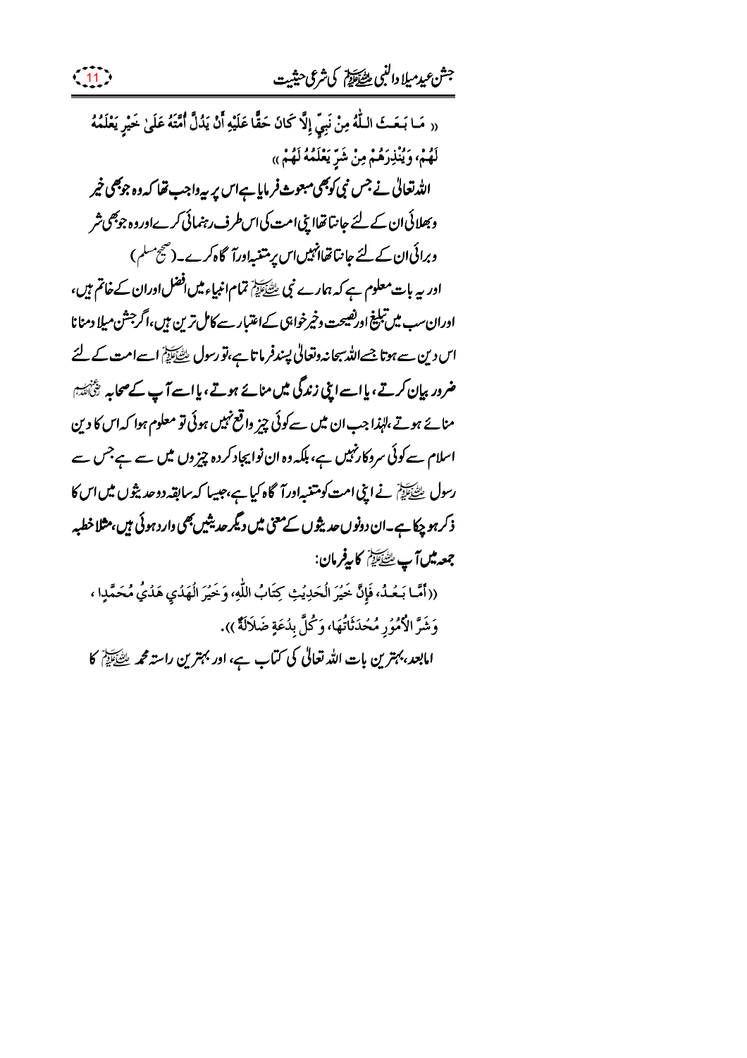« مَا بَعَثَ اللّٰهُ مِنْ نَبِيٍّ إِلَّا كَانَ حَقًّا عَلَيْهِ أَنْ يَدُلَّ أُمَّتَهُ عَلَىٰ خَيْرِ يَعْلَمُهُ لَهُمْ، وَيُنْذِرَهُمْ مِنْ شَرِّ يَعْلَمُهُ لَهُمْ »

**اللہ تعالیٰ نے جس نبی کو بھی مبعوث فرمایا ہے اس پر یہ واجب تھا کہ وہ جو بھی خیر وبھلائی ان کے لئے جانتا تھا اپنی امت کی اس طرف رہنمائی کرے اور وہ جو بھی شر وبرائی ان کے لئے جانتا تھا انہیں اس پر متنبہ اور آگاہ کرے۔ (صحیح مسلم)**

اور یہ بات معلوم ہے کہ ہمارے نبی ﷺ تمام انبیاء میں افضل اور ان کے خاتم ہیں، اور ان سب میں تبلیغ اور نصیحت وخیر خواہی کے اعتبار سے کامل ترین ہیں، اگر جشن میلاد منانا اس دین سے ہوتا جسے اللہ سبحانہ وتعالیٰ پسند فرماتا ہے، تو رسول ﷺ اسے امت کے لئے ضرور بیان کرتے، یا اسے اپنی زندگی میں مناتے ہوتے، یا اسے آپ کے صحابہ رضی اللہ عنہم مناتے ہوتے، لہٰذا جب ان میں سے کوئی چیز واقع نہیں ہوئی تو معلوم ہوا کہ اس کا دین اسلام سے کوئی سروکار نہیں ہے، بلکہ وہ ان نو ایجاد کردہ چیزوں میں سے ہے جس سے رسول ﷺ نے اپنی امت کو متنبہ اور آگاہ کیا ہے، جیسا کہ سابقہ دو حدیثوں میں اس کا ذکر ہو چکا ہے۔ ان دونوں حدیثوں کے معنی میں دیگر حدیثیں بھی وارد ہوئی ہیں، مثلاً خطبہ جمعہ میں آپ ﷺ کا یہ فرمان:

((أَمَّا بَعْدُ، فَإِنَّ خَيْرَ الْحَدِيثِ كِتَابُ اللّٰهِ، وَخَيْرَ الْهَدْيِ هَدْيُ مُحَمَّدٍ، وَشَرَّ الْأُمُورِ مُحْدَثَاتُهَا، وَكُلَّ بِدْعَةٍ ضَلَالَةٌ)).

**امابعد، بہترین بات اللہ تعالیٰ کی کتاب ہے، اور بہترین راستہ محمد ﷺ کا**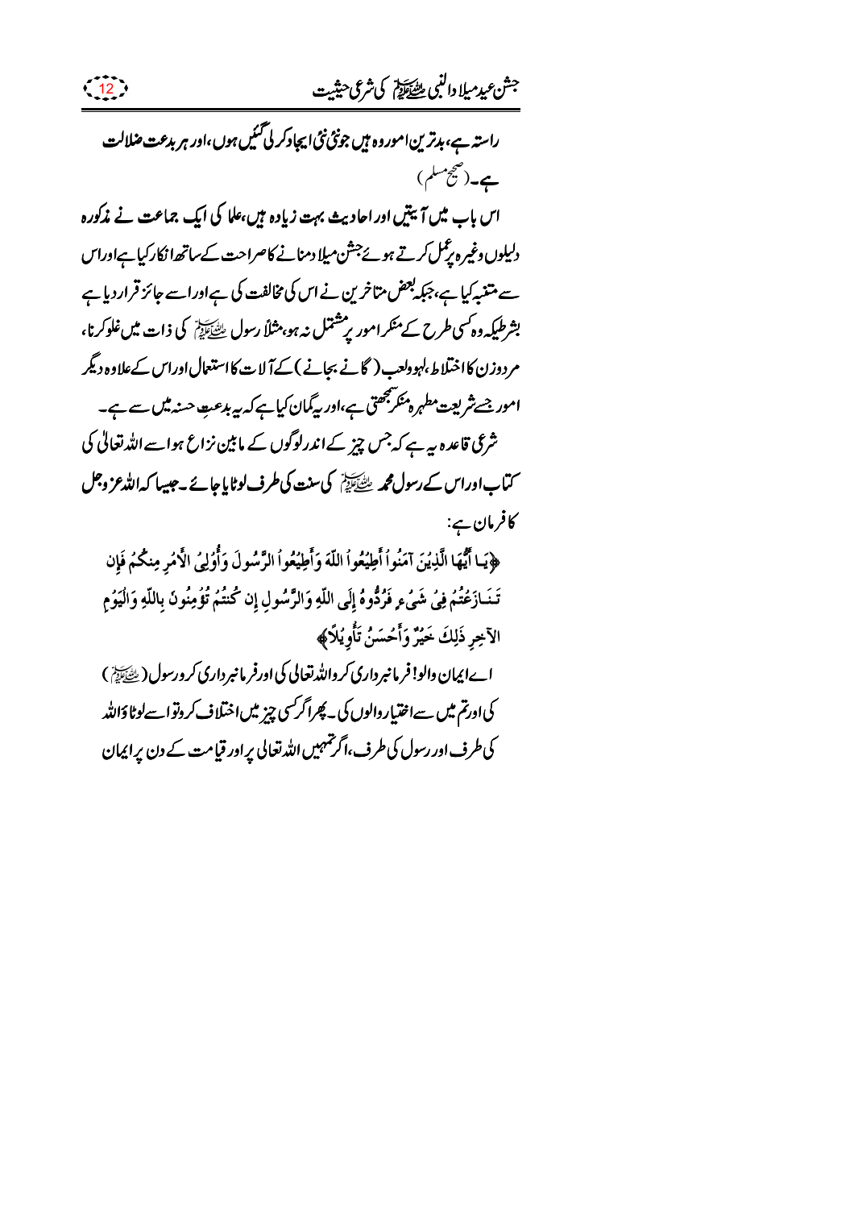راستہ ہے، بدترین امور وہ ہیں جو نئی نئی ایجاد کر لی گئیں ہوں، اور ہر بدعت ضلالت ہے۔ (صحیح مسلم)

اس باب میں آیتیں اور احادیث بہت زیادہ ہیں، علما کی ایک جماعت نے مذکورہ دلیلوں وغیرہ پر عمل کرتے ہوئے جشن میلاد منانے کا صراحت کے ساتھ انکار کیا ہے اور اس سے متنبہ کیا ہے، جبکہ بعض متاخرین نے اس کی مخالفت کی ہے اور اسے جائز قرار دیا ہے بشرطیکہ وہ کسی طرح کے منکر امور پر مشتمل نہ ہو، مثلاً رسول ﷺ کی ذات میں غلو کرنا، مرد وزن کا اختلاط، لہو ولعب (گانے بجانے) کے آلات کا استعمال اور اس کے علاوہ دیگر امور جسے شریعت مطہرہ منکر سمجھتی ہے، اور یہ گمان کیا ہے کہ یہ بدعتِ حسنہ میں سے ہے۔

شرعی قاعدہ یہ ہے کہ جس چیز کے اندر لوگوں کے مابین نزاع ہو اسے اللہ تعالیٰ کی کتاب اور اس کے رسول محمد ﷺ کی سنت کی طرف لوٹایا جائے۔ جیسا کہ اللہ عزوجل کا فرمان ہے:

﴿يَـا أَيُّهَا الَّذِيْنَ آمَنُواْ أَطِيْعُواْ اللّهَ وَأَطِيْعُواْ الرَّسُولَ وَأُوْلِيْ الأَمْرِ مِنكُمْ فَإِن تَنَازَعْتُمْ فِيْ شَيْءٍ فَرُدُّوهُ إِلَى اللّهِ وَالرَّسُولِ إِن كُنتُمْ تُؤْمِنُونَ بِاللّهِ وَالْيَوْمِ الآخِرِ ذَلِكَ خَيْرٌ وَأَحْسَنُ تَأْوِيْلاً﴾

اے ایمان والو! فرمانبرداری کرو اللہ تعالیٰ کی اور فرمانبرداری کرو رسول (ﷺ) کی اور تم میں سے اختیار والوں کی۔ پھر اگر کسی چیز میں اختلاف کرو تو اسے لوٹاؤ اللہ کی طرف اور رسول کی طرف، اگر تمہیں اللہ تعالیٰ پر اور قیامت کے دن پر ایمان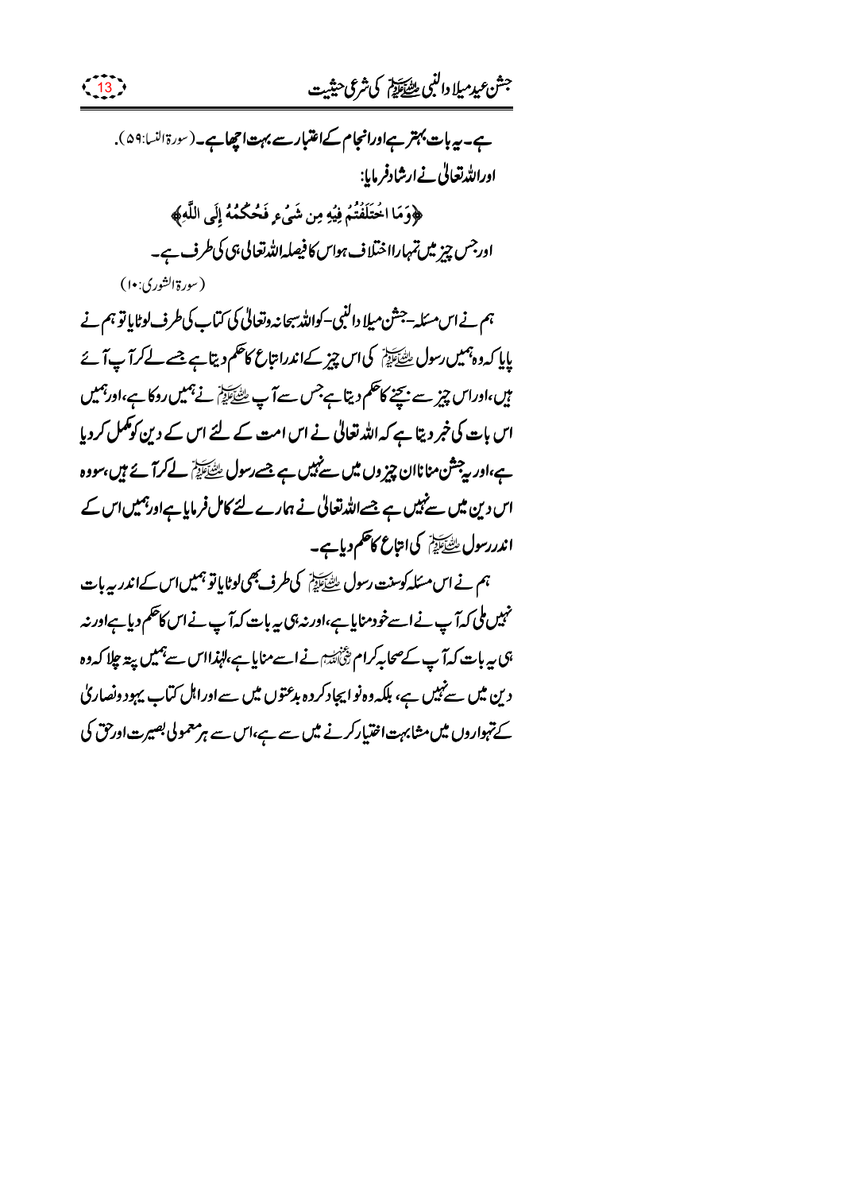ہے۔ یہ بات بہتر ہے اور انجام کے اعتبار سے بہت اچھا ہے۔ (سورۃ النسا:۵۹).

اور اللہ تعالیٰ نے ارشاد فرمایا:

﴿وَمَا اخْتَلَفْتُمْ فِيهِ مِن شَيْءٍ فَحُكْمُهُ إِلَى اللَّهِ﴾

اور جس چیز میں تمہارا اختلاف ہوا اس کا فیصلہ اللہ تعالیٰ ہی کی طرف ہے۔

(سورۃ الشوریٰ:۱۰)

ہم نے اس مسئلہ -جشن میلاد النبی- کو اللہ سبحانہ وتعالیٰ کی کتاب کی طرف لوٹایا تو ہم نے پایا کہ وہ ہمیں رسول ﷺ کی اس چیز کے اندر اتباع کا حکم دیتا ہے جسے لے کر آپ آئے ہیں، اور اس چیز سے بچنے کا حکم دیتا ہے جس سے آپ ﷺ نے ہمیں روکا ہے، اور ہمیں اس بات کی خبر دیتا ہے کہ اللہ تعالیٰ نے اس امت کے لئے اس کے دین کو مکمل کر دیا ہے، اور یہ جشن منانا ان چیزوں میں سے نہیں ہے جسے رسول ﷺ لے کر آئے ہیں، سو وہ اس دین میں سے نہیں ہے جسے اللہ تعالیٰ نے ہمارے لئے کامل فرمایا ہے اور ہمیں اس کے اندر رسول ﷺ کی اتباع کا حکم دیا ہے۔

ہم نے اس مسئلہ کو سنت رسول ﷺ کی طرف بھی لوٹایا تو ہمیں اس کے اندر یہ بات نہیں ملی کہ آپ نے اسے خود منایا ہے، اور نہ ہی یہ بات کہ آپ نے اس کا حکم دیا ہے اور نہ ہی یہ بات کہ آپ کے صحابہ کرام رضی اللہ عنہم نے اسے منایا ہے، لہٰذا اس سے ہمیں پتہ چلا کہ وہ دین میں سے نہیں ہے، بلکہ وہ نو ایجاد کردہ بدعتوں میں سے اور اہل کتاب یہود ونصاریٰ کے تہواروں میں مشابہت اختیار کرنے میں سے ہے، اس سے ہر معمولی بصیرت اور حق کی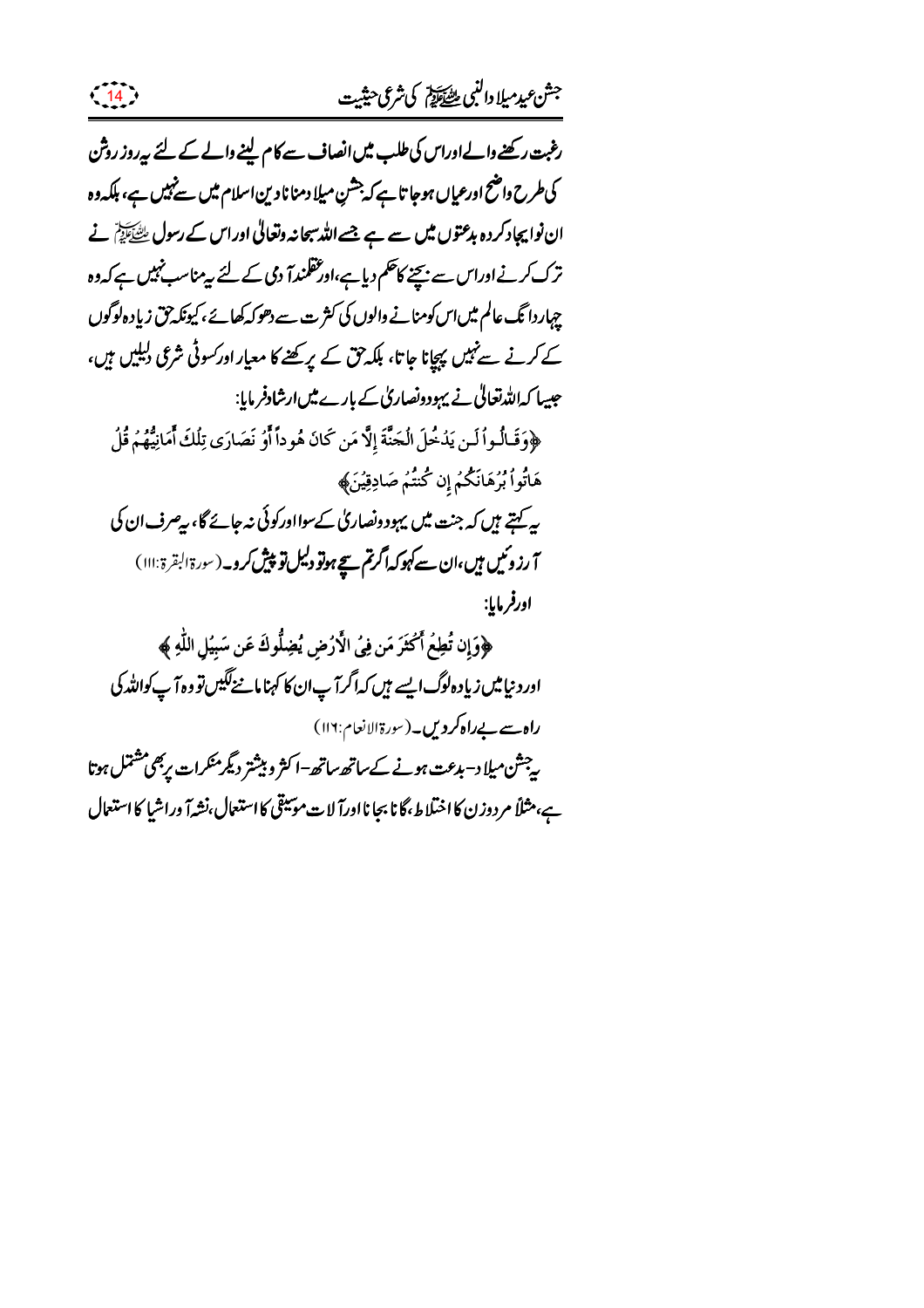رغبت رکھنے والے اور اس کی طلب میں انصاف سے کام لینے والے کے لئے یہ روز روشن کی طرح واضح اور عیاں ہوجاتا ہے کہ جشنِ میلاد منانا دینِ اسلام میں سے نہیں ہے، بلکہ وہ ان نوایجاد کردہ بدعتوں میں سے ہے جسے اللہ سبحانہ وتعالیٰ اور اس کے رسول ﷺ نے ترک کرنے اور اس سے بچنے کا حکم دیا ہے، اور عقلمند آدمی کے لئے یہ مناسب نہیں ہے کہ وہ چہار دانگ عالم میں اس کو منانے والوں کی کثرت سے دھوکہ کھائے، کیونکہ حق زیادہ لوگوں کے کرنے سے نہیں پہچانا جاتا، بلکہ حق کے پرکھنے کا معیار اور کسوٹی شرعی دلیلیں ہیں، جیسا کہ اللہ تعالیٰ نے یہود ونصاریٰ کے بارے میں ارشاد فرمایا:

﴿وَقَالُواْ لَن يَدْخُلَ الْجَنَّةَ إِلاَّ مَن كَانَ هُوداً أَوْ نَصَارَى تِلْكَ أَمَانِيُّهُمْ قُلْ هَاتُواْ بُرْهَانَكُمْ إِن كُنتُمْ صَادِقِينَ﴾

یہ کہتے ہیں کہ جنت میں یہود ونصاریٰ کے سوا اور کوئی نہ جائے گا، یہ صرف ان کی آرزوئیں ہیں، ان سے کہو کہ اگر تم سچے ہو تو دلیل تو پیش کرو۔ (سورۃ البقرۃ:۱۱۱)

اور فرمایا:

﴿وَإِن تُطِعْ أَكْثَرَ مَن فِي الأَرْضِ يُضِلُّوكَ عَن سَبِيلِ اللّهِ﴾

اور دنیا میں زیادہ لوگ ایسے ہیں کہ اگر آپ ان کا کہنا ماننے لگیں تو وہ آپ کو اللہ کی راہ سے بے راہ کردیں۔ (سورۃ الانعام:۱۱۶)

یہ جشن میلاد -بدعت ہونے کے ساتھ ساتھ- اکثر وبیشتر دیگر منکرات پر بھی مشتمل ہوتا ہے، مثلاً مرد وزن کا اختلاط، گانا بجانا اور آلاتِ موسیقی کا استعمال، نشہ آور اشیا کا استعمال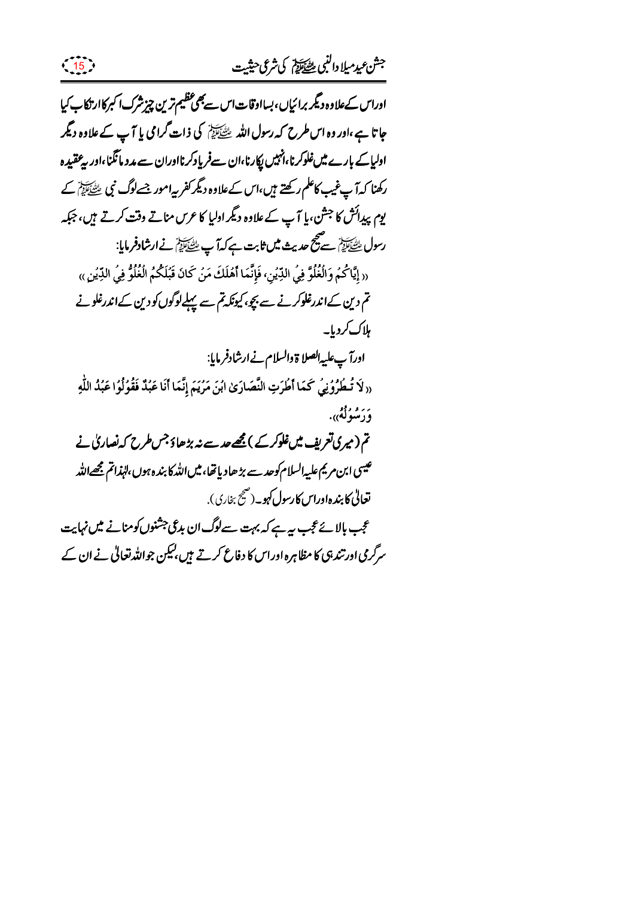اوراس کےعلاوہ دیگر برائیاں، بسااوقات اس سے بھی عظیم ترین چیز شرک اکبر کا ارتکاب کیا جاتا ہے، اور وہ اس طرح کہ رسول اللہ ﷺ کی ذات گرامی یا آپ کے علاوہ دیگر اولیا کے بارے میں غلو کرنا، انہیں پکارنا، ان سے فریاد کرنا اوران سے مدد مانگنا، اور یہ عقیدہ رکھنا کہ آپ غیب کا علم رکھتے ہیں، اس کے علاوہ دیگر کفریہ امور جسے لوگ نبی ﷺ کے یوم پیدائش کا جشن، یا آپ کے علاوہ دیگر اولیا کا عرس مناتے وقت کرتے ہیں، جبکہ رسول ﷺ سے صحیح حدیث میں ثابت ہے کہ آپ ﷺ نے ارشاد فرمایا:

« إِيَّاكُمْ وَالْغُلُوَّ فِي الدِّينِ، فَإِنَّمَا أَهْلَكَ مَنْ كَانَ قَبْلَكُمُ الْغُلُوُّ فِي الدِّينِ »

تم دین کے اندر غلو کرنے سے بچو، کیونکہ تم سے پہلے لوگوں کو دین کے اندر غلو نے ہلاک کردیا۔

اور آپ علیہ الصلاۃ والسلام نے ارشاد فرمایا:

« لَا تُطْرُونِي كَمَا أَطْرَتِ النَّصَارَىٰ ابْنَ مَرْيَمَ إِنَّمَا أَنَا عَبْدٌ فَقُولُوا عَبْدُ اللّٰهِ وَرَسُولُهُ ».

تم (میری تعریف میں غلو کرکے ) مجھے حد سے نہ بڑھاؤ جس طرح کہ نصاریٰ نے عیسی ابن مریم علیہ السلام کو حد سے بڑھا دیا تھا، میں اللہ کا بندہ ہوں، لہٰذا تم مجھے اللہ تعالیٰ کا بندہ اور اس کا رسول کہو۔ (صحیح بخاری).

عجب بالائے عجب یہ ہے کہ بہت سے لوگ ان بدعی جشنوں کو منانے میں نہایت سرگرمی اور تندہی کا مظاہرہ اور اس کا دفاع کرتے ہیں، لیکن جو اللہ تعالیٰ نے ان کے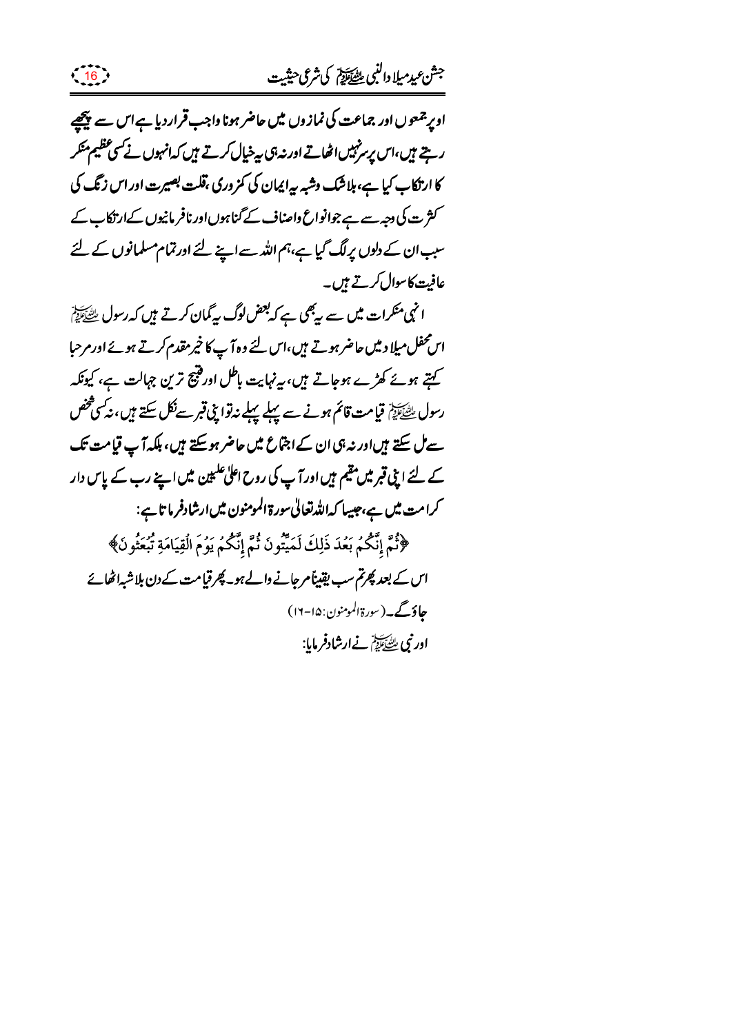اور جمعوں اور جماعت کی نمازوں میں حاضر ہونا واجب قرار دیا ہے اس سے پیچھے رہتے ہیں، اس پر سرنہیں اٹھاتے اور نہ ہی یہ خیال کرتے ہیں کہ انہوں نے کسی عظیم منکر کا ارتکاب کیا ہے، بلاشک وشبہ یہ ایمان کی کمزوری، قلت بصیرت اور اس زنگ کی کثرت کی وجہ سے ہے جو انواع واصناف کے گناہوں اور نافرمانیوں کے ارتکاب کے سبب ان کے دلوں پر لگ گیا ہے، ہم اللہ سے اپنے لئے اور تمام مسلمانوں کے لئے عافیت کا سوال کرتے ہیں۔

انہی منکرات میں سے یہ بھی ہے کہ بعض لوگ یہ گمان کرتے ہیں کہ رسول ﷺ اس محفل میلاد میں حاضر ہوتے ہیں، اس لئے وہ آپ کا خیر مقدم کرتے ہوئے اور مرحبا کہتے ہوئے کھڑے ہو جاتے ہیں، یہ نہایت باطل اور قبیح ترین جہالت ہے، کیونکہ رسول ﷺ قیامت قائم ہونے سے پہلے پہلے نہ تو اپنی قبر سے نکل سکتے ہیں، نہ کسی شخص سے مل سکتے ہیں اور نہ ہی ان کے اجتماع میں حاضر ہو سکتے ہیں، بلکہ آپ قیامت تک کے لئے اپنی قبر میں مقیم ہیں اور آپ کی روح اعلیٰ علیین میں اپنے رب کے پاس دار کرامت میں ہے، جیسا کہ اللہ تعالیٰ سورۃ المومنون میں ارشاد فرماتا ہے:

﴿ثُمَّ إِنَّكُمْ بَعْدَ ذَلِكَ لَمَيِّتُونَ ثُمَّ إِنَّكُمْ يَوْمَ الْقِيَامَةِ تُبْعَثُونَ﴾

اس کے بعد پھر تم سب یقیناً مر جانے والے ہو۔ پھر قیامت کے دن بلاشبہ اٹھائے جاؤ گے۔ (سورۃ المومنون: ۱۵-۱۶)

اور نبی ﷺ نے ارشاد فرمایا: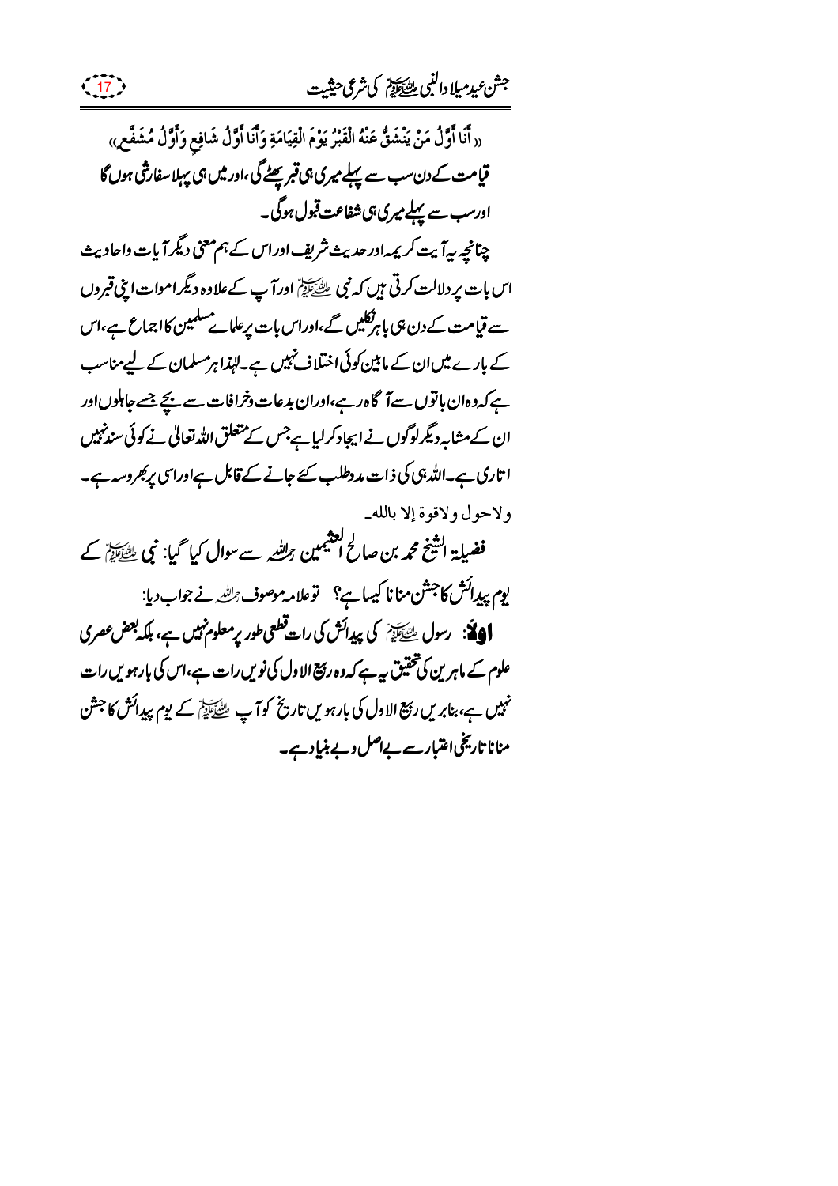«أَنَا أَوَّلُ مَنْ يَنْشَقُّ عَنْهُ الْقَبْرُ يَوْمَ الْقِيَامَةِ وَأَنَا أَوَّلُ شَافِعٍ وَأَوَّلُ مُشَفَّعٍ»

**قیامت کے دن سب سے پہلے میری ہی قبر پھٹے گی، اور میں ہی پہلا سفارشی ہوں گا اور سب سے پہلے میری ہی شفاعت قبول ہوگی۔**

چنانچہ یہ آیت کریمہ اور حدیث شریف اور اس کے ہم معنی دیگر آیات واحادیث اس بات پر دلالت کرتی ہیں کہ نبی ﷺ اور آپ کے علاوہ دیگر اموات اپنی قبروں سے قیامت کے دن ہی باہر نکلیں گے، اور اس بات پر علمائے مسلمین کا اجماع ہے، اس کے بارے میں ان کے مابین کوئی اختلاف نہیں ہے۔ لہٰذا ہر مسلمان کے لیے مناسب ہے کہ وہ ان باتوں سے آگاہ رہے، اور ان بدعات وخرافات سے بچے جسے جاہلوں اور ان کے مشابہ دیگر لوگوں نے ایجاد کرلیا ہے جس کے متعلق اللہ تعالیٰ نے کوئی سند نہیں اتاری ہے۔ اللہ ہی کی ذات مدد طلب کئے جانے کے قابل ہے اور اسی پر بھروسہ ہے۔

ولاحول ولاقوة إلا بالله۔

**فضیلۃ الشیخ محمد بن صالح العثیمین** رحمہ اللہ سے سوال کیا گیا: نبی ﷺ کے یوم پیدائش کا جشن منانا کیسا ہے؟ تو علامہ موصوف رحمہ اللہ نے جواب دیا:

**اولاً:** رسول ﷺ کی پیدائش کی رات قطعی طور پر معلوم نہیں ہے، بلکہ بعض عصری علوم کے ماہرین کی تحقیق یہ ہے کہ وہ ربیع الاول کی نویں رات ہے، اس کی بارہویں رات نہیں ہے، بنابریں ربیع الاول کی بارہویں تاریخ کو آپ ﷺ کے یوم پیدائش کا جشن منانا تاریخی اعتبار سے بے اصل و بے بنیاد ہے۔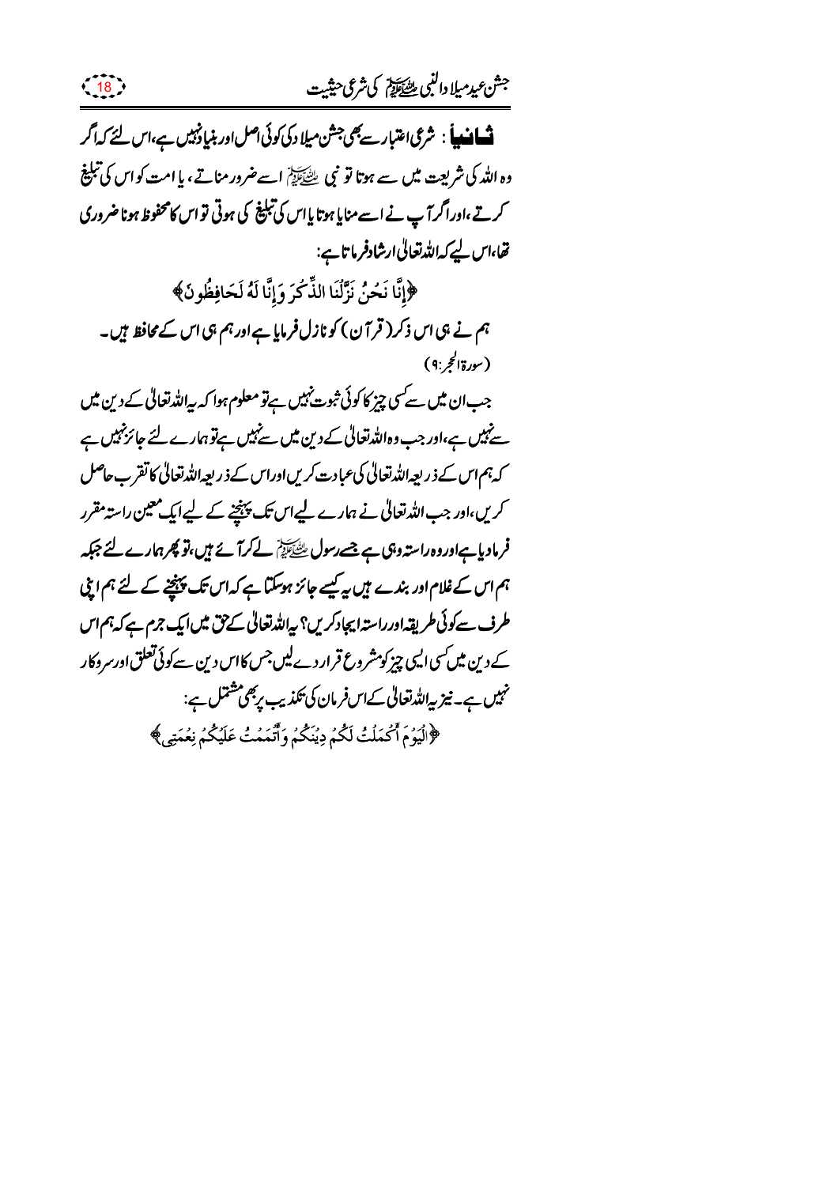**ثانیاً** : شرعی اعتبار سے بھی جشن میلاد کی کوئی اصل اور بنیاد نہیں ہے، اس لئے کہ اگر وہ اللہ کی شریعت میں سے ہوتا تو نبی ﷺ اسے ضرور مناتے، یا امت کو اس کی تبلیغ کرتے، اور اگر آپ نے اسے منایا ہوتا یا اس کی تبلیغ کی ہوتی تو اس کا محفوظ ہونا ضروری تھا، اس لیے کہ اللہ تعالیٰ ارشاد فرماتا ہے:

﴿إِنَّا نَحْنُ نَزَّلْنَا الذِّكْرَ وَإِنَّا لَهُ لَحَافِظُونَ﴾

ہم نے ہی اس ذکر (قرآن) کو نازل فرمایا ہے اور ہم ہی اس کے محافظ ہیں۔ (سورۃ الحجر: ۹)

جب ان میں سے کسی چیز کا کوئی ثبوت نہیں ہے تو معلوم ہوا کہ یہ اللہ تعالیٰ کے دین میں سے نہیں ہے، اور جب وہ اللہ تعالیٰ کے دین میں سے نہیں ہے تو ہمارے لئے جائز نہیں ہے کہ ہم اس کے ذریعہ اللہ تعالیٰ کی عبادت کریں اور اس کے ذریعہ اللہ تعالیٰ کا تقرب حاصل کریں، اور جب اللہ تعالیٰ نے ہمارے لیے اس تک پہنچنے کے لیے ایک معین راستہ مقرر فرمادیا ہے اور وہ راستہ وہی ہے جسے رسول ﷺ لے کر آئے ہیں، تو پھر ہمارے لئے جبکہ ہم اس کے غلام اور بندے ہیں یہ کیسے جائز ہوسکتا ہے کہ اس تک پہنچنے کے لئے ہم اپنی طرف سے کوئی طریقہ اور راستہ ایجاد کریں؟ یہ اللہ تعالیٰ کے حق میں ایک جرم ہے کہ ہم اس کے دین میں کسی ایسی چیز کو مشروع قرار دے لیں جس کا اس دین سے کوئی تعلق اور سروکار نہیں ہے۔ نیز یہ اللہ تعالیٰ کے اس فرمان کی تکذیب پر بھی مشتمل ہے:

﴿الْيَوْمَ أَكْمَلْتُ لَكُمْ دِينَكُمْ وَأَتْمَمْتُ عَلَيْكُمْ نِعْمَتِي﴾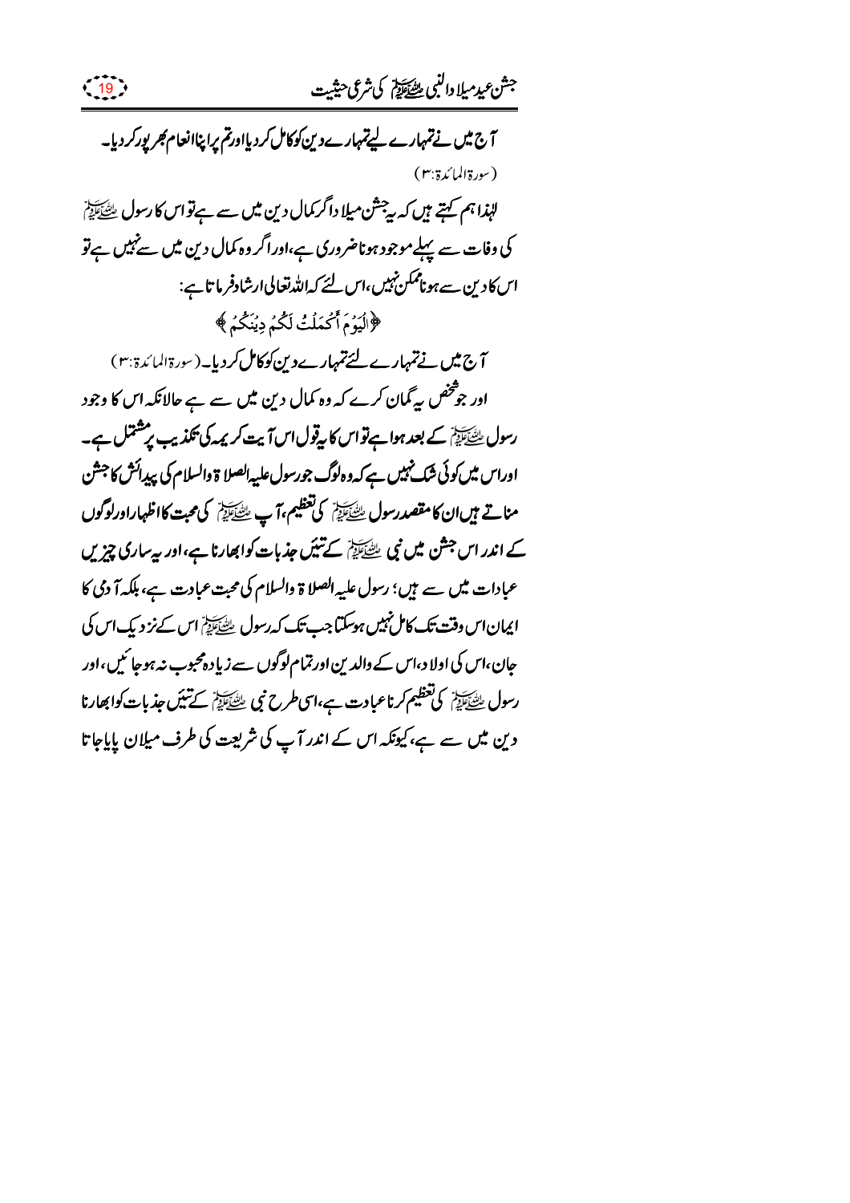آج میں نے تمہارے لیے تمہارے دین کو کامل کر دیا اور تم پر اپنا انعام بھرپور کر دیا۔
(سورۃ المائدۃ:۳)

لہٰذا ہم کہتے ہیں کہ یہ جشن میلاد اگر کمال دین میں سے ہے تو اس کا رسول ﷺ کی وفات سے پہلے موجود ہونا ضروری ہے، اور اگر وہ کمال دین میں سے نہیں ہے تو اس کا دین سے ہونا ممکن نہیں، اس لئے کہ اللہ تعالی ارشاد فرماتا ہے:

﴿الْيَوْمَ أَكْمَلْتُ لَكُمْ دِينَكُمْ﴾

آج میں نے تمہارے لئے تمہارے دین کو کامل کر دیا۔ (سورۃ المائدۃ:۳)

اور جو شخص یہ گمان کرے کہ وہ کمال دین میں سے ہے حالانکہ اس کا وجود رسول ﷺ کے بعد ہوا ہے تو اس کا یہ قول اس آیت کریمہ کی تکذیب پر مشتمل ہے۔ اور اس میں کوئی شک نہیں ہے کہ وہ لوگ جو رسول علیہ الصلاۃ والسلام کی پیدائش کا جشن مناتے ہیں ان کا مقصد رسول ﷺ کی تعظیم، آپ ﷺ کی محبت کا اظہار اور لوگوں کے اندر اس جشن میں نبی ﷺ کے تئیں جذبات کو ابھارنا ہے، اور یہ ساری چیزیں عبادات میں سے ہیں؛ رسول علیہ الصلاۃ والسلام کی محبت عبادت ہے، بلکہ آدمی کا ایمان اس وقت تک کامل نہیں ہو سکتا جب تک کہ رسول ﷺ اس کے نزدیک اس کی جان، اس کی اولاد، اس کے والدین اور تمام لوگوں سے زیادہ محبوب نہ ہو جائیں، اور رسول ﷺ کی تعظیم کرنا عبادت ہے، اسی طرح نبی ﷺ کے تئیں جذبات کو ابھارنا دین میں سے ہے، کیونکہ اس کے اندر آپ کی شریعت کی طرف میلان پایا جاتا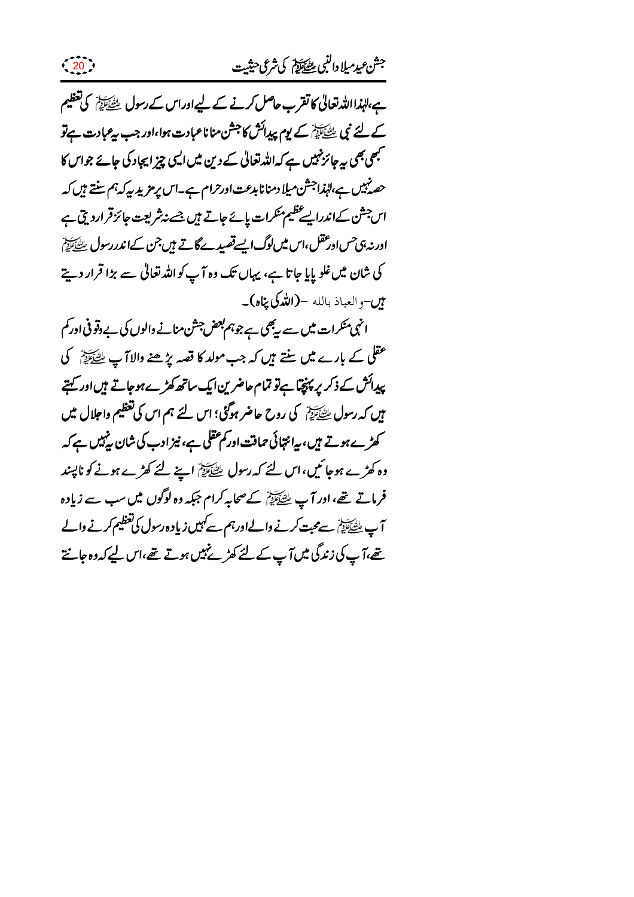ہے،لہٰذا اللہ تعالیٰ کا تقرب حاصل کرنے کے لیے اور اس کے رسول ﷺ کی تعظیم کے لئے نبی ﷺ کے یوم پیدائش کا جشن منانا عبادت ہوا، اور جب یہ عبادت ہے تو کبھی بھی یہ جائز نہیں ہے کہ اللہ تعالیٰ کے دین میں ایسی چیز ایجاد کی جائے جو اس کا حصہ نہیں ہے، لہٰذا جشن میلاد منانا بدعت اور حرام ہے۔ اس پر مزید یہ کہ ہم سنتے ہیں کہ اس جشن کے اندر ایسے عظیم منکرات پائے جاتے ہیں جسے نہ شریعت جائز قرار دیتی ہے اور نہ ہی حس اور عقل، اس میں لوگ ایسے قصیدے گاتے ہیں جن کے اندر رسول ﷺ کی شان میں غلو پایا جاتا ہے، یہاں تک وہ آپ کو اللہ تعالیٰ سے بڑا قرار دیتے ہیں۔ والعیاذ باللہ ۔ (اللہ کی پناہ)۔

انہی منکرات میں سے یہ بھی ہے جو ہم بعض جشن منانے والوں کی بے وقوفی اور کم عقلی کے بارے میں سنتے ہیں کہ جب مولد کا قصہ پڑھنے والا آپ ﷺ کی پیدائش کے ذکر پر پہنچتا ہے تو تمام حاضرین ایک ساتھ کھڑے ہو جاتے ہیں اور کہتے ہیں کہ رسول ﷺ کی روح حاضر ہوگئی؛ اس لئے ہم اس کی تعظیم واجلال میں کھڑے ہوتے ہیں، یہ انتہائی حماقت اور کم عقلی ہے، نیز ادب کی شان یہ نہیں ہے کہ وہ کھڑے ہو جائیں، اس لئے کہ رسول ﷺ اپنے لئے کھڑے ہونے کو ناپسند فرماتے تھے، اور آپ ﷺ کے صحابہ کرام جبکہ وہ لوگوں میں سب سے زیادہ آپ ﷺ سے محبت کرنے والے اور ہم سے کہیں زیادہ رسول کی تعظیم کرنے والے تھے، آپ کی زندگی میں آپ کے لئے کھڑے نہیں ہوتے تھے، اس لیے کہ وہ جانتے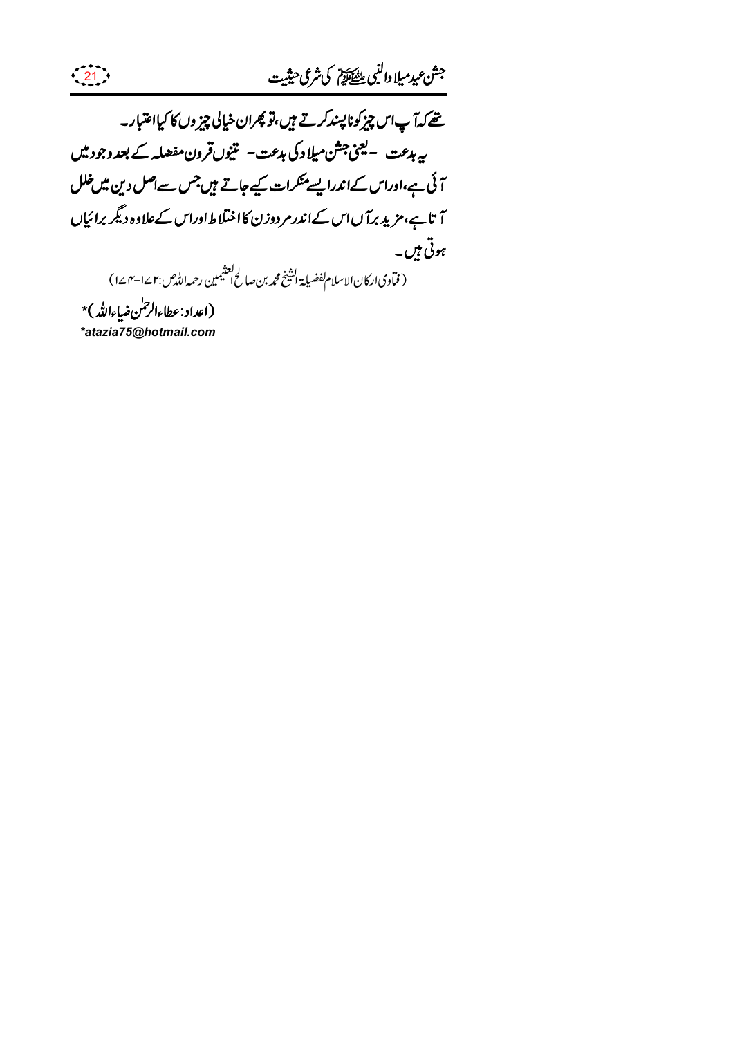تھے کہ آپ اس چیز کو ناپسند کرتے ہیں، تو پھر ان خیالی چیزوں کا کیا اعتبار۔

**یہ بدعت -یعنی جشن میلاد کی بدعت- تینوں قرون مفضلہ کے بعد وجود میں آئی ہے، اور اس کے اندر ایسے منکرات کیے جاتے ہیں جس سے اصل دین میں خلل آتا ہے، مزید برآں اس کے اندر مرد و زن کا اختلاط اور اس کے علاوہ دیگر برائیاں ہوتی ہیں۔**

(فتاوی ارکان الاسلام لفضیلۃ الشیخ محمد بن صالح العثیمین رحمہ اللہ ص:۲-۱۷۴-۱۷)

**(اعداد: عطاء الرحمٰن ضیاء اللہ)***

*atazia75@hotmail.com